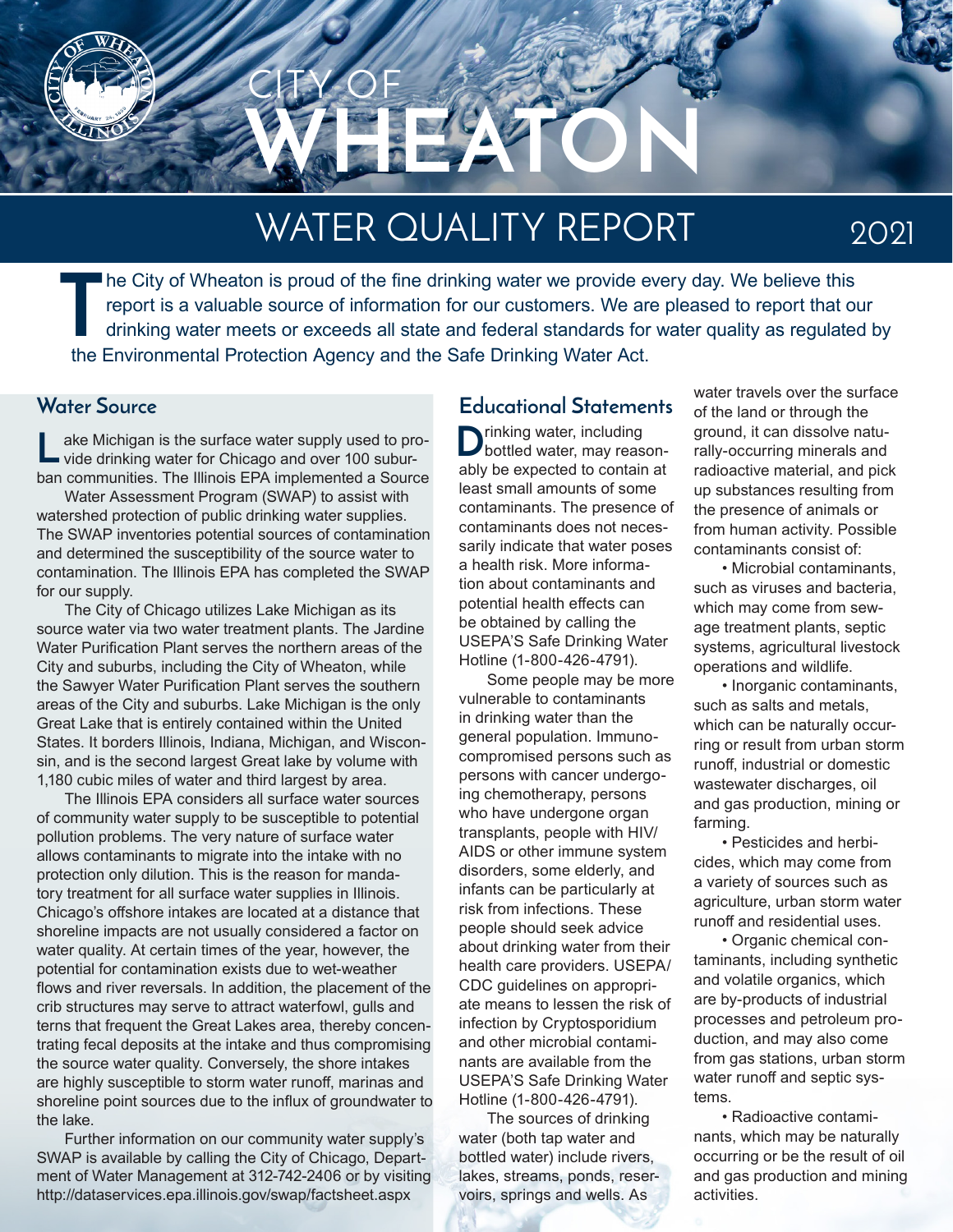# CITY OF WHEATON

# WATER QUALITY REPORT 2021

The City of Wheaton is proud of the fine drinking water we provide every day. We believe this report is a valuable source of information for our customers. We are pleased to report that our drinking water meets or exceeds all state and federal standards for water quality as regulated by the Environmental Protection Agency and the Safe Drinking Water Act.

## Water Source

Lake Michigan is the surface water supply used to provide drinking water for Chicago and over 100 suburban communities. The Illinois EPA implemented a Source Water Assessment Program (SWAP) to assist with watershed protection of public drinking water supplies. The SWAP inventories potential sources of contamination and determined the susceptibility of the source water to contamination. The Illinois EPA has completed the SWAP for our supply.

The City of Chicago utilizes Lake Michigan as its source water via two water treatment plants. The Jardine Water Purification Plant serves the northern areas of the City and suburbs, including the City of Wheaton, while the Sawyer Water Purification Plant serves the southern areas of the City and suburbs. Lake Michigan is the only Great Lake that is entirely contained within the United States. It borders Illinois, Indiana, Michigan, and Wisconsin, and is the second largest Great lake by volume with 1,180 cubic miles of water and third largest by area.

The Illinois EPA considers all surface water sources of community water supply to be susceptible to potential pollution problems. The very nature of surface water allows contaminants to migrate into the intake with no protection only dilution. This is the reason for mandatory treatment for all surface water supplies in Illinois. Chicago's offshore intakes are located at a distance that shoreline impacts are not usually considered a factor on water quality. At certain times of the year, however, the potential for contamination exists due to wet-weather flows and river reversals. In addition, the placement of the crib structures may serve to attract waterfowl, gulls and terns that frequent the Great Lakes area, thereby concentrating fecal deposits at the intake and thus compromising the source water quality. Conversely, the shore intakes are highly susceptible to storm water runoff, marinas and shoreline point sources due to the influx of groundwater to the lake.

Further information on our community water supply's SWAP is available by calling the City of Chicago, Department of Water Management at 312-742-2406 or by visiting http://dataservices.epa.illinois.gov/swap/factsheet.aspx

## Educational Statements

Drinking water, including bottled water, may reasonably be expected to contain at least small amounts of some contaminants. The presence of contaminants does not necessarily indicate that water poses a health risk. More information about contaminants and potential health effects can be obtained by calling the USEPA'S Safe Drinking Water Hotline (1-800-426-4791).

Some people may be more vulnerable to contaminants in drinking water than the general population. Immuno-compromised persons such as persons with cancer undergoing chemotherapy, persons who have undergone organ transplants, people with HIV/AIDS or other immune system disorders, some elderly, and infants can be particularly at risk from infections. These people should seek advice about drinking water from their health care providers. USEPA/CDC guidelines on appropriate means to lessen the risk of infection by Cryptosporidium and other microbial contaminants are available from the USEPA'S Safe Drinking Water Hotline (1-800-426-4791).

The sources of drinking water (both tap water and bottled water) include rivers, lakes, streams, ponds, reservoirs, springs and wells. As water travels over the surface of the land or through the ground, it can dissolve naturally-occurring minerals and radioactive material, and pick up substances resulting from the presence of animals or from human activity. Possible contaminants consist of:

- Microbial contaminants, such as viruses and bacteria, which may come from sewage treatment plants, septic systems, agricultural livestock operations and wildlife.
- Inorganic contaminants, such as salts and metals, which can be naturally occurring or result from urban storm runoff, industrial or domestic wastewater discharges, oil and gas production, mining or farming.
- Pesticides and herbicides, which may come from a variety of sources such as agriculture, urban storm water runoff and residential uses.
- Organic chemical contaminants, including synthetic and volatile organics, which are by-products of industrial processes and petroleum production, and may also come from gas stations, urban storm water runoff and septic systems.
- Radioactive contaminants, which may be naturally occurring or be the result of oil and gas production and mining activities.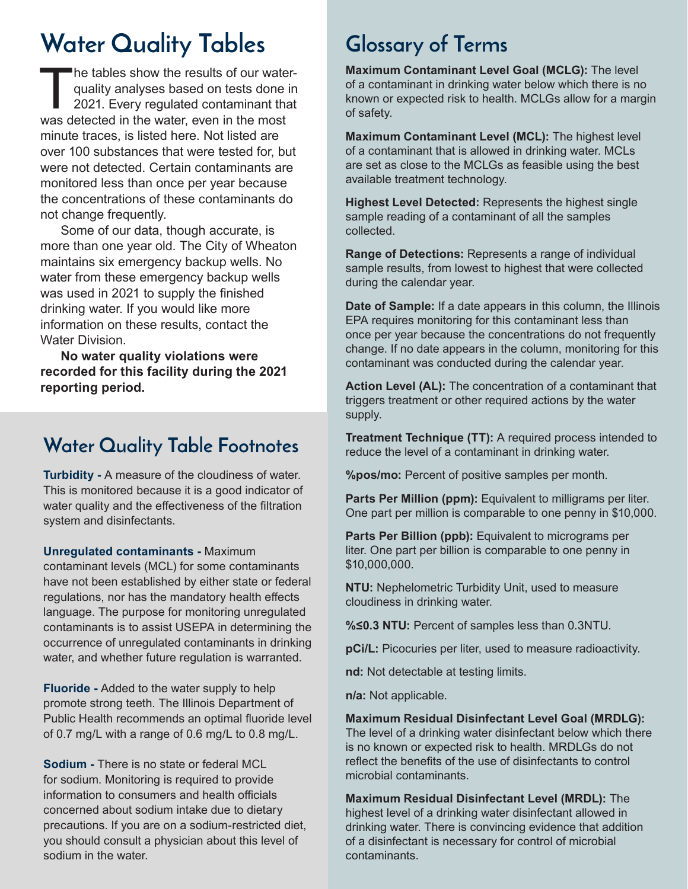## Water Quality Tables

The tables show the results of our water-quality analyses based on tests done in 2021. Every regulated contaminant that was detected in the water, even in the most minute traces, is listed here. Not listed are over 100 substances that were tested for, but were not detected. Certain contaminants are monitored less than once per year because the concentrations of these contaminants do not change frequently.

Some of our data, though accurate, is more than one year old. The City of Wheaton maintains six emergency backup wells. No water from these emergency backup wells was used in 2021 to supply the finished drinking water. If you would like more information on these results, contact the Water Division.

**No water quality violations were recorded for this facility during the 2021 reporting period.**

## Water Quality Table Footnotes

**Turbidity -** A measure of the cloudiness of water. This is monitored because it is a good indicator of water quality and the effectiveness of the filtration system and disinfectants.

**Unregulated contaminants -** Maximum contaminant levels (MCL) for some contaminants have not been established by either state or federal regulations, nor has the mandatory health effects language. The purpose for monitoring unregulated contaminants is to assist USEPA in determining the occurrence of unregulated contaminants in drinking water, and whether future regulation is warranted.

**Fluoride -** Added to the water supply to help promote strong teeth. The Illinois Department of Public Health recommends an optimal fluoride level of 0.7 mg/L with a range of 0.6 mg/L to 0.8 mg/L.

**Sodium -** There is no state or federal MCL for sodium. Monitoring is required to provide information to consumers and health officials concerned about sodium intake due to dietary precautions. If you are on a sodium-restricted diet, you should consult a physician about this level of sodium in the water.

## Glossary of Terms

**Maximum Contaminant Level Goal (MCLG):** The level of a contaminant in drinking water below which there is no known or expected risk to health. MCLGs allow for a margin of safety.

**Maximum Contaminant Level (MCL):** The highest level of a contaminant that is allowed in drinking water. MCLs are set as close to the MCLGs as feasible using the best available treatment technology.

**Highest Level Detected:** Represents the highest single sample reading of a contaminant of all the samples collected.

**Range of Detections:** Represents a range of individual sample results, from lowest to highest that were collected during the calendar year.

**Date of Sample:** If a date appears in this column, the Illinois EPA requires monitoring for this contaminant less than once per year because the concentrations do not frequently change. If no date appears in the column, monitoring for this contaminant was conducted during the calendar year.

**Action Level (AL):** The concentration of a contaminant that triggers treatment or other required actions by the water supply.

**Treatment Technique (TT):** A required process intended to reduce the level of a contaminant in drinking water.

**%pos/mo:** Percent of positive samples per month.

**Parts Per Million (ppm):** Equivalent to milligrams per liter. One part per million is comparable to one penny in $10,000.

**Parts Per Billion (ppb):** Equivalent to micrograms per liter. One part per billion is comparable to one penny in $10,000,000.

**NTU:** Nephelometric Turbidity Unit, used to measure cloudiness in drinking water.

**%≤0.3 NTU:** Percent of samples less than 0.3NTU.

**pCi/L:** Picocuries per liter, used to measure radioactivity.

**nd:** Not detectable at testing limits.

**n/a:** Not applicable.

**Maximum Residual Disinfectant Level Goal (MRDLG):** The level of a drinking water disinfectant below which there is no known or expected risk to health. MRDLGs do not reflect the benefits of the use of disinfectants to control microbial contaminants.

**Maximum Residual Disinfectant Level (MRDL):** The highest level of a drinking water disinfectant allowed in drinking water. There is convincing evidence that addition of a disinfectant is necessary for control of microbial contaminants.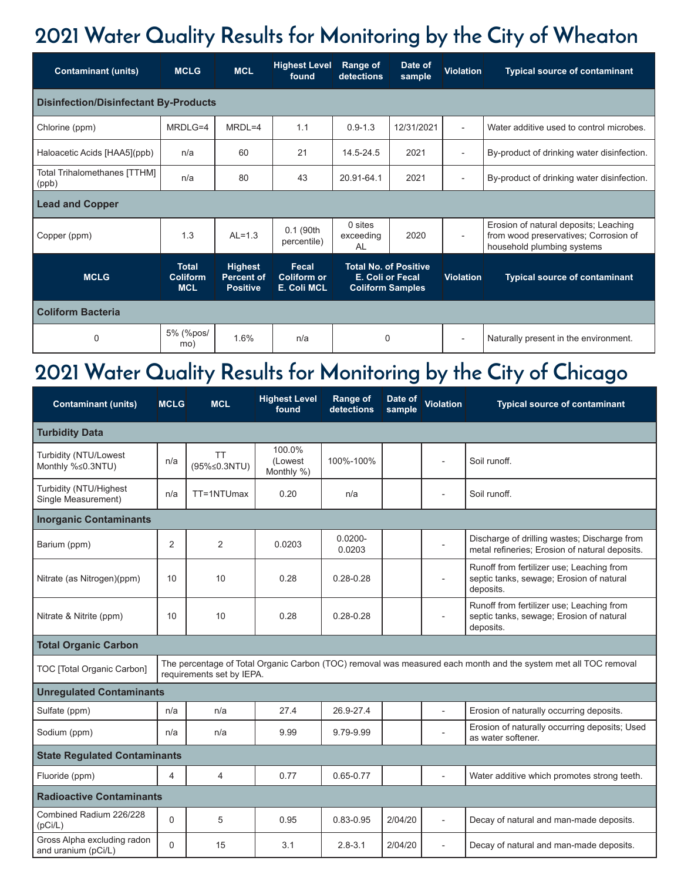# 2021 Water Quality Results for Monitoring by the City of Wheaton

| Contaminant (units) | MCLG | MCL | Highest Level found | Range of detections | Date of sample | Violation | Typical source of contaminant |
|---|---|---|---|---|---|---|---|
| **Disinfection/Disinfectant By-Products** | | | | | | | |
| Chlorine (ppm) | MRDLG=4 | MRDL=4 | 1.1 | 0.9-1.3 | 12/31/2021 | - | Water additive used to control microbes. |
| Haloacetic Acids [HAA5](ppb) | n/a | 60 | 21 | 14.5-24.5 | 2021 | - | By-product of drinking water disinfection. |
| Total Trihalomethanes [TTHM] (ppb) | n/a | 80 | 43 | 20.91-64.1 | 2021 | - | By-product of drinking water disinfection. |
| **Lead and Copper** | | | | | | | |
| Copper (ppm) | 1.3 | AL=1.3 | 0.1 (90th percentile) | 0 sites exceeding AL | 2020 | - | Erosion of natural deposits; Leaching from wood preservatives; Corrosion of household plumbing systems |

| MCLG | Total Coliform MCL | Highest Percent of Positive | Fecal Coliform or E. Coli MCL | Total No. of Positive E. Coli or Fecal Coliform Samples | Violation | Typical source of contaminant |
|---|---|---|---|---|---|---|
| **Coliform Bacteria** | | | | | | |
| 0 | 5% (%pos/mo) | 1.6% | n/a | 0 | - | Naturally present in the environment. |

# 2021 Water Quality Results for Monitoring by the City of Chicago

| Contaminant (units) | MCLG | MCL | Highest Level found | Range of detections | Date of sample | Violation | Typical source of contaminant |
|---|---|---|---|---|---|---|---|
| **Turbidity Data** | | | | | | | |
| Turbidity (NTU/Lowest Monthly %≤0.3NTU) | n/a | TT (95%≤0.3NTU) | 100.0% (Lowest Monthly %) | 100%-100% | | - | Soil runoff. |
| Turbidity (NTU/Highest Single Measurement) | n/a | TT=1NTUmax | 0.20 | n/a | | - | Soil runoff. |
| **Inorganic Contaminants** | | | | | | | |
| Barium (ppm) | 2 | 2 | 0.0203 | 0.0200-0.0203 | | - | Discharge of drilling wastes; Discharge from metal refineries; Erosion of natural deposits. |
| Nitrate (as Nitrogen)(ppm) | 10 | 10 | 0.28 | 0.28-0.28 | | - | Runoff from fertilizer use; Leaching from septic tanks, sewage; Erosion of natural deposits. |
| Nitrate & Nitrite (ppm) | 10 | 10 | 0.28 | 0.28-0.28 | | - | Runoff from fertilizer use; Leaching from septic tanks, sewage; Erosion of natural deposits. |
| **Total Organic Carbon** | | | | | | | |
| TOC [Total Organic Carbon] | The percentage of Total Organic Carbon (TOC) removal was measured each month and the system met all TOC removal requirements set by IEPA. | | | | | | |
| **Unregulated Contaminants** | | | | | | | |
| Sulfate (ppm) | n/a | n/a | 27.4 | 26.9-27.4 | | - | Erosion of naturally occurring deposits. |
| Sodium (ppm) | n/a | n/a | 9.99 | 9.79-9.99 | | - | Erosion of naturally occurring deposits; Used as water softener. |
| **State Regulated Contaminants** | | | | | | | |
| Fluoride (ppm) | 4 | 4 | 0.77 | 0.65-0.77 | | - | Water additive which promotes strong teeth. |
| **Radioactive Contaminants** | | | | | | | |
| Combined Radium 226/228 (pCi/L) | 0 | 5 | 0.95 | 0.83-0.95 | 2/04/20 | - | Decay of natural and man-made deposits. |
| Gross Alpha excluding radon and uranium (pCi/L) | 0 | 15 | 3.1 | 2.8-3.1 | 2/04/20 | - | Decay of natural and man-made deposits. |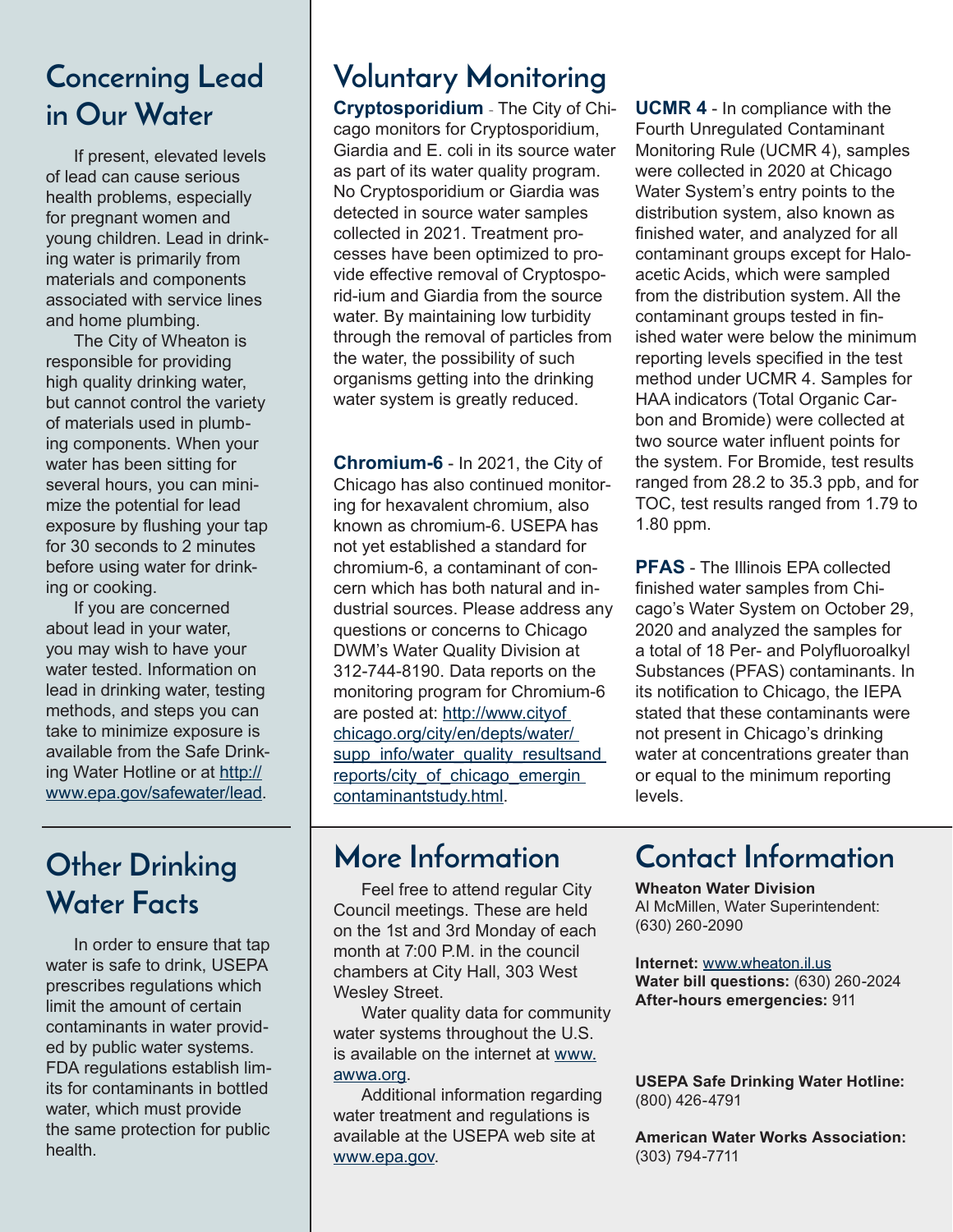## Concerning Lead in Our Water

If present, elevated levels of lead can cause serious health problems, especially for pregnant women and young children. Lead in drinking water is primarily from materials and components associated with service lines and home plumbing.

The City of Wheaton is responsible for providing high quality drinking water, but cannot control the variety of materials used in plumbing components. When your water has been sitting for several hours, you can minimize the potential for lead exposure by flushing your tap for 30 seconds to 2 minutes before using water for drinking or cooking.

If you are concerned about lead in your water, you may wish to have your water tested. Information on lead in drinking water, testing methods, and steps you can take to minimize exposure is available from the Safe Drinking Water Hotline or at http://www.epa.gov/safewater/lead.

## Other Drinking Water Facts

In order to ensure that tap water is safe to drink, USEPA prescribes regulations which limit the amount of certain contaminants in water provided by public water systems. FDA regulations establish limits for contaminants in bottled water, which must provide the same protection for public health.

## Voluntary Monitoring

**Cryptosporidium** - The City of Chicago monitors for Cryptosporidium, Giardia and E. coli in its source water as part of its water quality program. No Cryptosporidium or Giardia was detected in source water samples collected in 2021. Treatment processes have been optimized to provide effective removal of Cryptosporid-ium and Giardia from the source water. By maintaining low turbidity through the removal of particles from the water, the possibility of such organisms getting into the drinking water system is greatly reduced.

**Chromium-6** - In 2021, the City of Chicago has also continued monitoring for hexavalent chromium, also known as chromium-6. USEPA has not yet established a standard for chromium-6, a contaminant of concern which has both natural and industrial sources. Please address any questions or concerns to Chicago DWM's Water Quality Division at 312-744-8190. Data reports on the monitoring program for Chromium-6 are posted at: http://www.cityofchicago.org/city/en/depts/water/supp_info/water_quality_resultsandreports/city_of_chicago_emergincontaminantstudy.html.

**UCMR 4** - In compliance with the Fourth Unregulated Contaminant Monitoring Rule (UCMR 4), samples were collected in 2020 at Chicago Water System's entry points to the distribution system, also known as finished water, and analyzed for all contaminant groups except for Haloacetic Acids, which were sampled from the distribution system. All the contaminant groups tested in finished water were below the minimum reporting levels specified in the test method under UCMR 4. Samples for HAA indicators (Total Organic Carbon and Bromide) were collected at two source water influent points for the system. For Bromide, test results ranged from 28.2 to 35.3 ppb, and for TOC, test results ranged from 1.79 to 1.80 ppm.

**PFAS** - The Illinois EPA collected finished water samples from Chicago's Water System on October 29, 2020 and analyzed the samples for a total of 18 Per- and Polyfluoroalkyl Substances (PFAS) contaminants. In its notification to Chicago, the IEPA stated that these contaminants were not present in Chicago's drinking water at concentrations greater than or equal to the minimum reporting levels.

## More Information

Feel free to attend regular City Council meetings. These are held on the 1st and 3rd Monday of each month at 7:00 P.M. in the council chambers at City Hall, 303 West Wesley Street.

Water quality data for community water systems throughout the U.S. is available on the internet at www.awwa.org.

Additional information regarding water treatment and regulations is available at the USEPA web site at www.epa.gov.

## Contact Information

**Wheaton Water Division**
Al McMillen, Water Superintendent: (630) 260-2090

**Internet:** www.wheaton.il.us
**Water bill questions:** (630) 260-2024
**After-hours emergencies:** 911

**USEPA Safe Drinking Water Hotline:** (800) 426-4791

**American Water Works Association:** (303) 794-7711